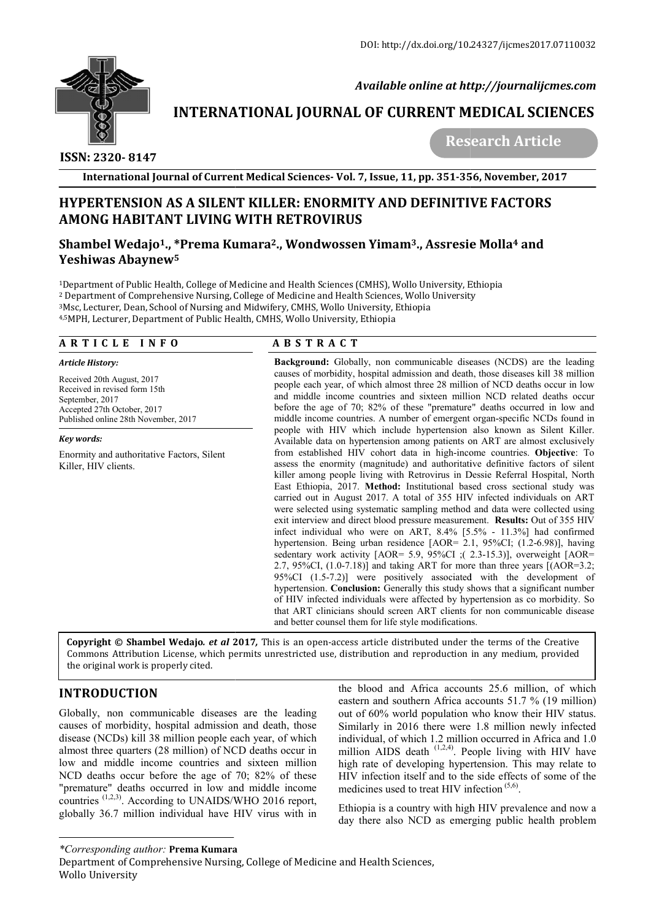DOI: http://dx.doi.org/10.24327/ijcmes2017.07110032

*Available online at http://journalijcmes.com*

# INTERNATIONAL JOURNAL OF CURRENT MEDICAL SCIENCES

**Research Article**

**ISSN: 2320- 8147**

## HYPERTENSION AS A SILENT KILLER: ENORMITY AND DEFINITIVE FACTORS AMONG HABITANT LIVING WITH RETROVIRUS

**Shambel Wedajo[1]., *Prema Kumara[2]., Wondwossen Yimam[3]., Assresie Molla[4] and Yeshiwas Abaynew[5]**

[1]Department of Public Health, College of Medicine and Health Sciences (CMHS), Wollo University, Ethiopia
[2] Department of Comprehensive Nursing, College of Medicine and Health Sciences, Wollo University
[3]Msc, Lecturer, Dean, School of Nursing and Midwifery, CMHS, Wollo University, Ethiopia
[4,5]MPH, Lecturer, Department of Public Health, CMHS, Wollo University, Ethiopia

### A R T I C L E I N F O

*Article History:*

Received 20th August, 2017
Received in revised form 15th September, 2017
Accepted 27th October, 2017
Published online 28th November, 2017

*Key words:*

Enormity and authoritative Factors, Silent Killer, HIV clients.

### A B S T R A C T

**Background:** Globally, non communicable diseases (NCDS) are the leading causes of morbidity, hospital admission and death, those diseases kill 38 million people each year, of which almost three 28 million of NCD deaths occur in low and middle income countries and sixteen million NCD related deaths occur before the age of 70; 82% of these "premature" deaths occurred in low and middle income countries. A number of emergent organ-specific NCDs found in people with HIV which include hypertension also known as Silent Killer. Available data on hypertension among patients on ART are almost exclusively from established HIV cohort data in high-income countries. **Objective**: To assess the enormity (magnitude) and authoritative definitive factors of silent killer among people living with Retrovirus in Dessie Referral Hospital, North East Ethiopia, 2017. **Method:** Institutional based cross sectional study was carried out in August 2017. A total of 355 HIV infected individuals on ART were selected using systematic sampling method and data were collected using exit interview and direct blood pressure measurement. **Results:** Out of 355 HIV infect individual who were on ART, 8.4% [5.5% - 11.3%] had confirmed hypertension. Being urban residence [AOR= 2.1, 95%CI; (1.2-6.98)], having sedentary work activity [AOR= 5.9, 95%CI ;( 2.3-15.3)], overweight [AOR= 2.7, 95%CI, (1.0-7.18)] and taking ART for more than three years [(AOR=3.2; 95%CI (1.5-7.2)] were positively associated with the development of hypertension. **Conclusion:** Generally this study shows that a significant number of HIV infected individuals were affected by hypertension as co morbidity. So that ART clinicians should screen ART clients for non communicable disease and better counsel them for life style modifications.

**Copyright © Shambel Wedajo.** ***et al*** **2017,** This is an open-access article distributed under the terms of the Creative Commons Attribution License, which permits unrestricted use, distribution and reproduction in any medium, provided the original work is properly cited.

## INTRODUCTION

Globally, non communicable diseases are the leading causes of morbidity, hospital admission and death, those disease (NCDs) kill 38 million people each year, of which almost three quarters (28 million) of NCD deaths occur in low and middle income countries and sixteen million NCD deaths occur before the age of 70; 82% of these "premature" deaths occurred in low and middle income countries [1,2,3]. According to UNAIDS/WHO 2016 report, globally 36.7 million individual have HIV virus with in the blood and Africa accounts 25.6 million, of which eastern and southern Africa accounts 51.7 % (19 million) out of 60% world population who know their HIV status. Similarly in 2016 there were 1.8 million newly infected individual, of which 1.2 million occurred in Africa and 1.0 million AIDS death [1,2,4]. People living with HIV have high rate of developing hypertension. This may relate to HIV infection itself and to the side effects of some of the medicines used to treat HIV infection [5,6].

Ethiopia is a country with high HIV prevalence and now a day there also NCD as emerging public health problem

*\*Corresponding author:* **Prema Kumara**
Department of Comprehensive Nursing, College of Medicine and Health Sciences, Wollo University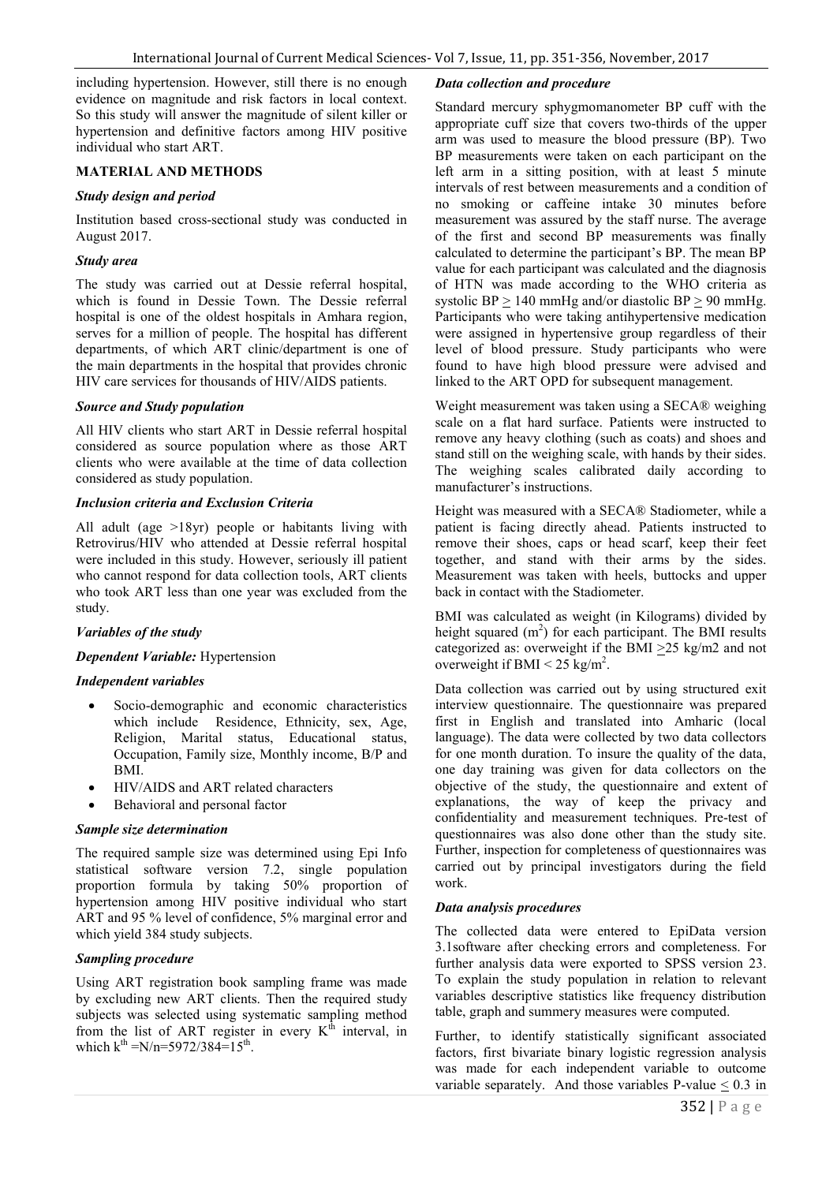including hypertension. However, still there is no enough evidence on magnitude and risk factors in local context. So this study will answer the magnitude of silent killer or hypertension and definitive factors among HIV positive individual who start ART.

## MATERIAL AND METHODS

### *Study design and period*

Institution based cross-sectional study was conducted in August 2017.

### *Study area*

The study was carried out at Dessie referral hospital, which is found in Dessie Town. The Dessie referral hospital is one of the oldest hospitals in Amhara region, serves for a million of people. The hospital has different departments, of which ART clinic/department is one of the main departments in the hospital that provides chronic HIV care services for thousands of HIV/AIDS patients.

### *Source and Study population*

All HIV clients who start ART in Dessie referral hospital considered as source population where as those ART clients who were available at the time of data collection considered as study population.

### *Inclusion criteria and Exclusion Criteria*

All adult (age >18yr) people or habitants living with Retrovirus/HIV who attended at Dessie referral hospital were included in this study. However, seriously ill patient who cannot respond for data collection tools, ART clients who took ART less than one year was excluded from the study.

### *Variables of the study*

***Dependent Variable:*** Hypertension

### *Independent variables*

- Socio-demographic and economic characteristics which include Residence, Ethnicity, sex, Age, Religion, Marital status, Educational status, Occupation, Family size, Monthly income, B/P and BMI.
- HIV/AIDS and ART related characters
- Behavioral and personal factor

### *Sample size determination*

The required sample size was determined using Epi Info statistical software version 7.2, single population proportion formula by taking 50% proportion of hypertension among HIV positive individual who start ART and 95 % level of confidence, 5% marginal error and which yield 384 study subjects.

### *Sampling procedure*

Using ART registration book sampling frame was made by excluding new ART clients. Then the required study subjects was selected using systematic sampling method from the list of ART register in every $K^{th}$ interval, in which $k^{th} = N/n = 5972/384 = 15^{th}$.

### *Data collection and procedure*

Standard mercury sphygmomanometer BP cuff with the appropriate cuff size that covers two-thirds of the upper arm was used to measure the blood pressure (BP). Two BP measurements were taken on each participant on the left arm in a sitting position, with at least 5 minute intervals of rest between measurements and a condition of no smoking or caffeine intake 30 minutes before measurement was assured by the staff nurse. The average of the first and second BP measurements was finally calculated to determine the participant's BP. The mean BP value for each participant was calculated and the diagnosis of HTN was made according to the WHO criteria as systolic BP $\geq$ 140 mmHg and/or diastolic BP $\geq$ 90 mmHg. Participants who were taking antihypertensive medication were assigned in hypertensive group regardless of their level of blood pressure. Study participants who were found to have high blood pressure were advised and linked to the ART OPD for subsequent management.

Weight measurement was taken using a SECA® weighing scale on a flat hard surface. Patients were instructed to remove any heavy clothing (such as coats) and shoes and stand still on the weighing scale, with hands by their sides. The weighing scales calibrated daily according to manufacturer's instructions.

Height was measured with a SECA® Stadiometer, while a patient is facing directly ahead. Patients instructed to remove their shoes, caps or head scarf, keep their feet together, and stand with their arms by the sides. Measurement was taken with heels, buttocks and upper back in contact with the Stadiometer.

BMI was calculated as weight (in Kilograms) divided by height squared ($m^2$) for each participant. The BMI results categorized as: overweight if the BMI $\geq$25 kg/m2 and not overweight if BMI < 25 kg/$m^2$.

Data collection was carried out by using structured exit interview questionnaire. The questionnaire was prepared first in English and translated into Amharic (local language). The data were collected by two data collectors for one month duration. To insure the quality of the data, one day training was given for data collectors on the objective of the study, the questionnaire and extent of explanations, the way of keep the privacy and confidentiality and measurement techniques. Pre-test of questionnaires was also done other than the study site. Further, inspection for completeness of questionnaires was carried out by principal investigators during the field work.

### *Data analysis procedures*

The collected data were entered to EpiData version 3.1software after checking errors and completeness. For further analysis data were exported to SPSS version 23. To explain the study population in relation to relevant variables descriptive statistics like frequency distribution table, graph and summery measures were computed.

Further, to identify statistically significant associated factors, first bivariate binary logistic regression analysis was made for each independent variable to outcome variable separately. And those variables P-value $\leq$ 0.3 in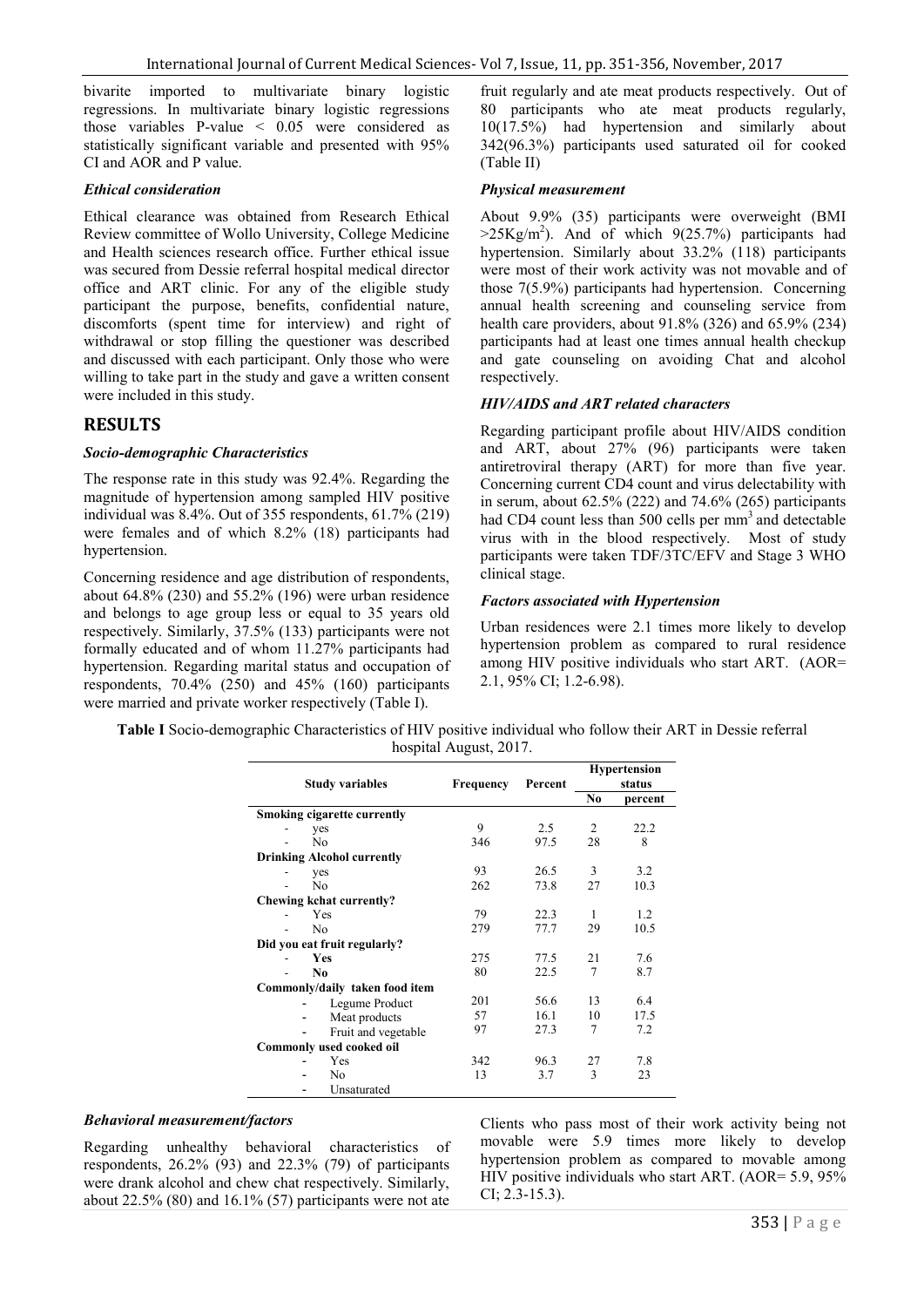bivarite imported to multivariate binary logistic regressions. In multivariate binary logistic regressions those variables P-value < 0.05 were considered as statistically significant variable and presented with 95% CI and AOR and P value.

### *Ethical consideration*

Ethical clearance was obtained from Research Ethical Review committee of Wollo University, College Medicine and Health sciences research office. Further ethical issue was secured from Dessie referral hospital medical director office and ART clinic. For any of the eligible study participant the purpose, benefits, confidential nature, discomforts (spent time for interview) and right of withdrawal or stop filling the questioner was described and discussed with each participant. Only those who were willing to take part in the study and gave a written consent were included in this study.

## RESULTS

### *Socio-demographic Characteristics*

The response rate in this study was 92.4%. Regarding the magnitude of hypertension among sampled HIV positive individual was 8.4%. Out of 355 respondents, 61.7% (219) were females and of which 8.2% (18) participants had hypertension.

Concerning residence and age distribution of respondents, about 64.8% (230) and 55.2% (196) were urban residence and belongs to age group less or equal to 35 years old respectively. Similarly, 37.5% (133) participants were not formally educated and of whom 11.27% participants had hypertension. Regarding marital status and occupation of respondents, 70.4% (250) and 45% (160) participants were married and private worker respectively (Table I).

**Table I** Socio-demographic Characteristics of HIV positive individual who follow their ART in Dessie referral hospital August, 2017.

| Study variables | Frequency | Percent | Hypertension status | |
|---|---|---|---|---|
| | | | No | percent |
| **Smoking cigarette currently** | | | | |
| - yes | 9 | 2.5 | 2 | 22.2 |
| - No | 346 | 97.5 | 28 | 8 |
| **Drinking Alcohol currently** | | | | |
| - yes | 93 | 26.5 | 3 | 3.2 |
| - No | 262 | 73.8 | 27 | 10.3 |
| **Chewing kchat currently?** | | | | |
| - Yes | 79 | 22.3 | 1 | 1.2 |
| - No | 279 | 77.7 | 29 | 10.5 |
| **Did you eat fruit regularly?** | | | | |
| - **Yes** | 275 | 77.5 | 21 | 7.6 |
| - **No** | 80 | 22.5 | 7 | 8.7 |
| **Commonly/daily taken food item** | | | | |
| - Legume Product | 201 | 56.6 | 13 | 6.4 |
| - Meat products | 57 | 16.1 | 10 | 17.5 |
| - Fruit and vegetable | 97 | 27.3 | 7 | 7.2 |
| **Commonly used cooked oil** | | | | |
| - Yes | 342 | 96.3 | 27 | 7.8 |
| - No | 13 | 3.7 | 3 | 23 |
| - Unsaturated | | | | |

### *Behavioral measurement/factors*

Regarding unhealthy behavioral characteristics of respondents, 26.2% (93) and 22.3% (79) of participants were drank alcohol and chew chat respectively. Similarly, about 22.5% (80) and 16.1% (57) participants were not ate fruit regularly and ate meat products respectively. Out of 80 participants who ate meat products regularly, 10(17.5%) had hypertension and similarly about 342(96.3%) participants used saturated oil for cooked (Table II)

### *Physical measurement*

About 9.9% (35) participants were overweight (BMI $>25Kg/m^2$). And of which 9(25.7%) participants had hypertension. Similarly about 33.2% (118) participants were most of their work activity was not movable and of those 7(5.9%) participants had hypertension. Concerning annual health screening and counseling service from health care providers, about 91.8% (326) and 65.9% (234) participants had at least one times annual health checkup and gate counseling on avoiding Chat and alcohol respectively.

### *HIV/AIDS and ART related characters*

Regarding participant profile about HIV/AIDS condition and ART, about 27% (96) participants were taken antiretroviral therapy (ART) for more than five year. Concerning current CD4 count and virus delectability with in serum, about 62.5% (222) and 74.6% (265) participants had CD4 count less than 500 cells per $mm^3$ and detectable virus with in the blood respectively. Most of study participants were taken TDF/3TC/EFV and Stage 3 WHO clinical stage.

### *Factors associated with Hypertension*

Urban residences were 2.1 times more likely to develop hypertension problem as compared to rural residence among HIV positive individuals who start ART. (AOR= 2.1, 95% CI; 1.2-6.98).

Clients who pass most of their work activity being not movable were 5.9 times more likely to develop hypertension problem as compared to movable among HIV positive individuals who start ART. (AOR= 5.9, 95% CI; 2.3-15.3).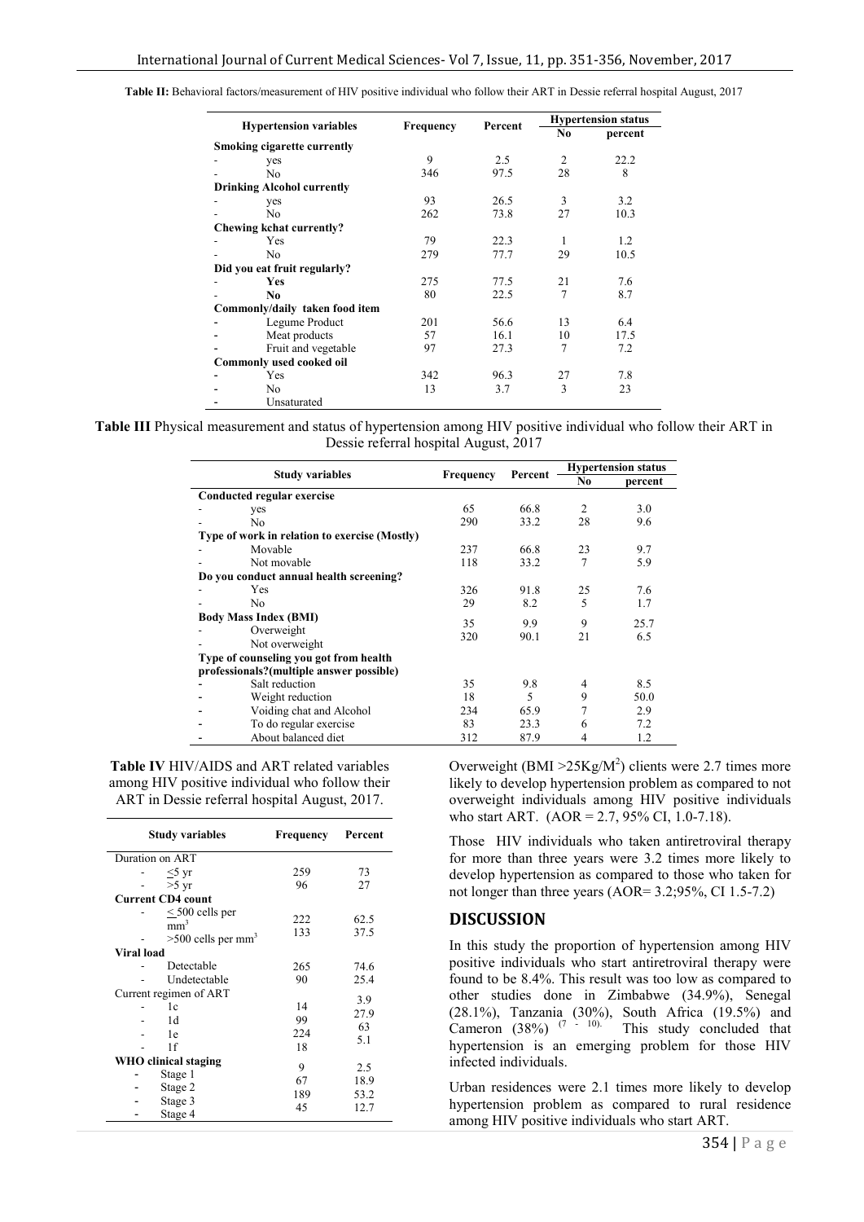**Table II:** Behavioral factors/measurement of HIV positive individual who follow their ART in Dessie referral hospital August, 2017

| Hypertension variables | Frequency | Percent | Hypertension status | |
|---|---|---|---|---|
| | | | No | percent |
| **Smoking cigarette currently** | | | | |
| - yes | 9 | 2.5 | 2 | 22.2 |
| - No | 346 | 97.5 | 28 | 8 |
| **Drinking Alcohol currently** | | | | |
| - yes | 93 | 26.5 | 3 | 3.2 |
| - No | 262 | 73.8 | 27 | 10.3 |
| **Chewing kchat currently?** | | | | |
| - Yes | 79 | 22.3 | 1 | 1.2 |
| - No | 279 | 77.7 | 29 | 10.5 |
| **Did you eat fruit regularly?** | | | | |
| - **Yes** | 275 | 77.5 | 21 | 7.6 |
| - **No** | 80 | 22.5 | 7 | 8.7 |
| **Commonly/daily taken food item** | | | | |
| - Legume Product | 201 | 56.6 | 13 | 6.4 |
| - Meat products | 57 | 16.1 | 10 | 17.5 |
| - Fruit and vegetable | 97 | 27.3 | 7 | 7.2 |
| **Commonly used cooked oil** | | | | |
| - Yes | 342 | 96.3 | 27 | 7.8 |
| - No | 13 | 3.7 | 3 | 23 |
| - Unsaturated | | | | |

**Table III** Physical measurement and status of hypertension among HIV positive individual who follow their ART in Dessie referral hospital August, 2017

| Study variables | Frequency | Percent | Hypertension status | |
|---|---|---|---|---|
| | | | No | percent |
| **Conducted regular exercise** | | | | |
| - yes | 65 | 66.8 | 2 | 3.0 |
| - No | 290 | 33.2 | 28 | 9.6 |
| **Type of work in relation to exercise (Mostly)** | | | | |
| - Movable | 237 | 66.8 | 23 | 9.7 |
| - Not movable | 118 | 33.2 | 7 | 5.9 |
| **Do you conduct annual health screening?** | | | | |
| - Yes | 326 | 91.8 | 25 | 7.6 |
| - No | 29 | 8.2 | 5 | 1.7 |
| **Body Mass Index (BMI)** | | | | |
| - Overweight | 35 | 9.9 | 9 | 25.7 |
| - Not overweight | 320 | 90.1 | 21 | 6.5 |
| **Type of counseling you got from health professionals?(multiple answer possible)** | | | | |
| - Salt reduction | 35 | 9.8 | 4 | 8.5 |
| - Weight reduction | 18 | 5 | 9 | 50.0 |
| - Voiding chat and Alcohol | 234 | 65.9 | 7 | 2.9 |
| - To do regular exercise | 83 | 23.3 | 6 | 7.2 |
| - About balanced diet | 312 | 87.9 | 4 | 1.2 |

**Table IV** HIV/AIDS and ART related variables among HIV positive individual who follow their ART in Dessie referral hospital August, 2017.

| Study variables | Frequency | Percent |
|---|---|---|
| Duration on ART | | |
| - ≤5 yr | 259 | 73 |
| - >5 yr | 96 | 27 |
| **Current CD4 count** | | |
| - ≤ 500 cells per $mm^3$ | 222 | 62.5 |
| - >500 cells per $mm^3$ | 133 | 37.5 |
| **Viral load** | | |
| - Detectable | 265 | 74.6 |
| - Undetectable | 90 | 25.4 |
| Current regimen of ART | | |
| - 1c | 14 | 3.9 |
| - 1d | 99 | 27.9 |
| - 1e | 224 | 63 |
| - 1f | 18 | 5.1 |
| **WHO clinical staging** | | |
| - Stage 1 | 9 | 2.5 |
| - Stage 2 | 67 | 18.9 |
| - Stage 3 | 189 | 53.2 |
| - Stage 4 | 45 | 12.7 |

Overweight (BMI $>25Kg/M^2$) clients were 2.7 times more likely to develop hypertension problem as compared to not overweight individuals among HIV positive individuals who start ART. (AOR = 2.7, 95% CI, 1.0-7.18).

Those HIV individuals who taken antiretroviral therapy for more than three years were 3.2 times more likely to develop hypertension as compared to those who taken for not longer than three years (AOR= 3.2;95%, CI 1.5-7.2)

## DISCUSSION

In this study the proportion of hypertension among HIV positive individuals who start antiretroviral therapy were found to be 8.4%. This result was too low as compared to other studies done in Zimbabwe (34.9%), Senegal (28.1%), Tanzania (30%), South Africa (19.5%) and Cameron (38%) [7 - 10]. This study concluded that hypertension is an emerging problem for those HIV infected individuals.

Urban residences were 2.1 times more likely to develop hypertension problem as compared to rural residence among HIV positive individuals who start ART.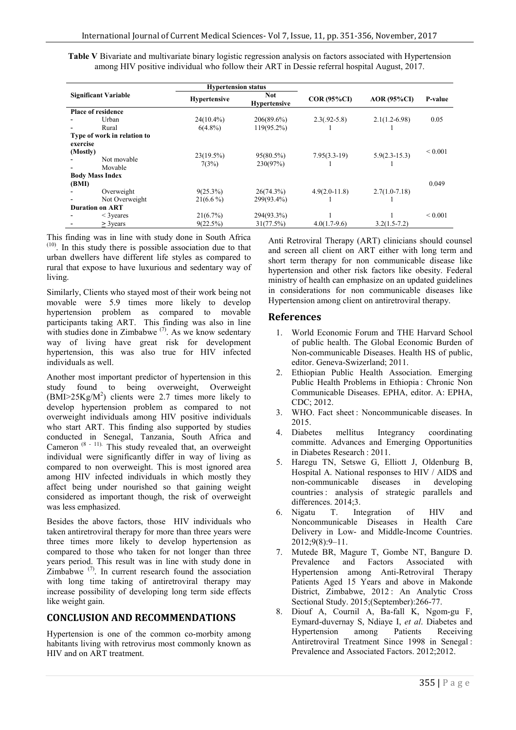**Table V** Bivariate and multivariate binary logistic regression analysis on factors associated with Hypertension among HIV positive individual who follow their ART in Dessie referral hospital August, 2017.

| Significant Variable | Hypertension status | | COR (95%CI) | AOR (95%CI) | P-value |
|---|---|---|---|---|---|
| | Hypertensive | Not Hypertensive | | | |
| **Place of residence** | | | | | |
| - Urban | 24(10.4%) | 206(89.6%) | 2.3(.92-5.8) | 2.1(1.2-6.98) | 0.05 |
| - Rural | 6(4.8%) | 119(95.2%) | 1 | 1 | |
| **Type of work in relation to exercise (Mostly)** | | | | | |
| - Not movable | 23(19.5%) | 95(80.5%) | 7.95(3.3-19) | 5.9(2.3-15.3) | < 0.001 |
| - Movable | 7(3%) | 230(97%) | 1 | 1 | |
| **Body Mass Index (BMI)** | | | | | 0.049 |
| - Overweight | 9(25.3%) | 26(74.3%) | 4.9(2.0-11.8) | 2.7(1.0-7.18) | |
| - Not Overweight | 21(6.6 %) | 299(93.4%) | 1 | 1 | |
| **Duration on ART** | | | | | |
| - < 3yeares | 21(6.7%) | 294(93.3%) | 1 | 1 | < 0.001 |
| - ≥ 3years | 9(22.5%) | 31(77.5%) | 4.0(1.7-9.6) | 3.2(1.5-7.2) | |

This finding was in line with study done in South Africa [10]. In this study there is possible association due to that urban dwellers have different life styles as compared to rural that expose to have luxurious and sedentary way of living.

Similarly, Clients who stayed most of their work being not movable were 5.9 times more likely to develop hypertension problem as compared to movable participants taking ART. This finding was also in line with studies done in Zimbabwe [7]. As we know sedentary way of living have great risk for development hypertension, this was also true for HIV infected individuals as well.

Another most important predictor of hypertension in this study found to being overweight, Overweight (BMI>25Kg/M$^2$) clients were 2.7 times more likely to develop hypertension problem as compared to not overweight individuals among HIV positive individuals who start ART. This finding also supported by studies conducted in Senegal, Tanzania, South Africa and Cameron [8 - 11]. This study revealed that, an overweight individual were significantly differ in way of living as compared to non overweight. This is most ignored area among HIV infected individuals in which mostly they affect being under nourished so that gaining weight considered as important though, the risk of overweight was less emphasized.

Besides the above factors, those HIV individuals who taken antiretroviral therapy for more than three years were three times more likely to develop hypertension as compared to those who taken for not longer than three years period. This result was in line with study done in Zimbabwe [7]. In current research found the association with long time taking of antiretroviral therapy may increase possibility of developing long term side effects like weight gain.

## CONCLUSION AND RECOMMENDATIONS

Hypertension is one of the common co-morbity among habitants living with retrovirus most commonly known as HIV and on ART treatment.

Anti Retroviral Therapy (ART) clinicians should counsel and screen all client on ART either with long term and short term therapy for non communicable disease like hypertension and other risk factors like obesity. Federal ministry of health can emphasize on an updated guidelines in considerations for non communicable diseases like Hypertension among client on antiretroviral therapy.

## References

1. World Economic Forum and THE Harvard School of public health. The Global Economic Burden of Non-communicable Diseases. Health HS of public, editor. Geneva-Swizerland; 2011.
2. Ethiopian Public Health Association. Emerging Public Health Problems in Ethiopia : Chronic Non Communicable Diseases. EPHA, editor. A: EPHA, CDC; 2012.
3. WHO. Fact sheet : Noncommunicable diseases. In 2015.
4. Diabetes mellitus Integrancy coordinating committe. Advances and Emerging Opportunities in Diabetes Research : 2011.
5. Haregu TN, Setswe G, Elliott J, Oldenburg B, Hospital A. National responses to HIV / AIDS and non-communicable diseases in developing countries : analysis of strategic parallels and differences. 2014;3.
6. Nigatu T. Integration of HIV and Noncommunicable Diseases in Health Care Delivery in Low- and Middle-Income Countries. 2012;9(8):9–11.
7. Mutede BR, Magure T, Gombe NT, Bangure D. Prevalence and Factors Associated with Hypertension among Anti-Retroviral Therapy Patients Aged 15 Years and above in Makonde District, Zimbabwe, 2012 : An Analytic Cross Sectional Study. 2015;(September):266-77.
8. Diouf A, Cournil A, Ba-fall K, Ngom-gu F, Eymard-duvernay S, Ndiaye I, *et al*. Diabetes and Hypertension among Patients Receiving Antiretroviral Treatment Since 1998 in Senegal : Prevalence and Associated Factors. 2012;2012.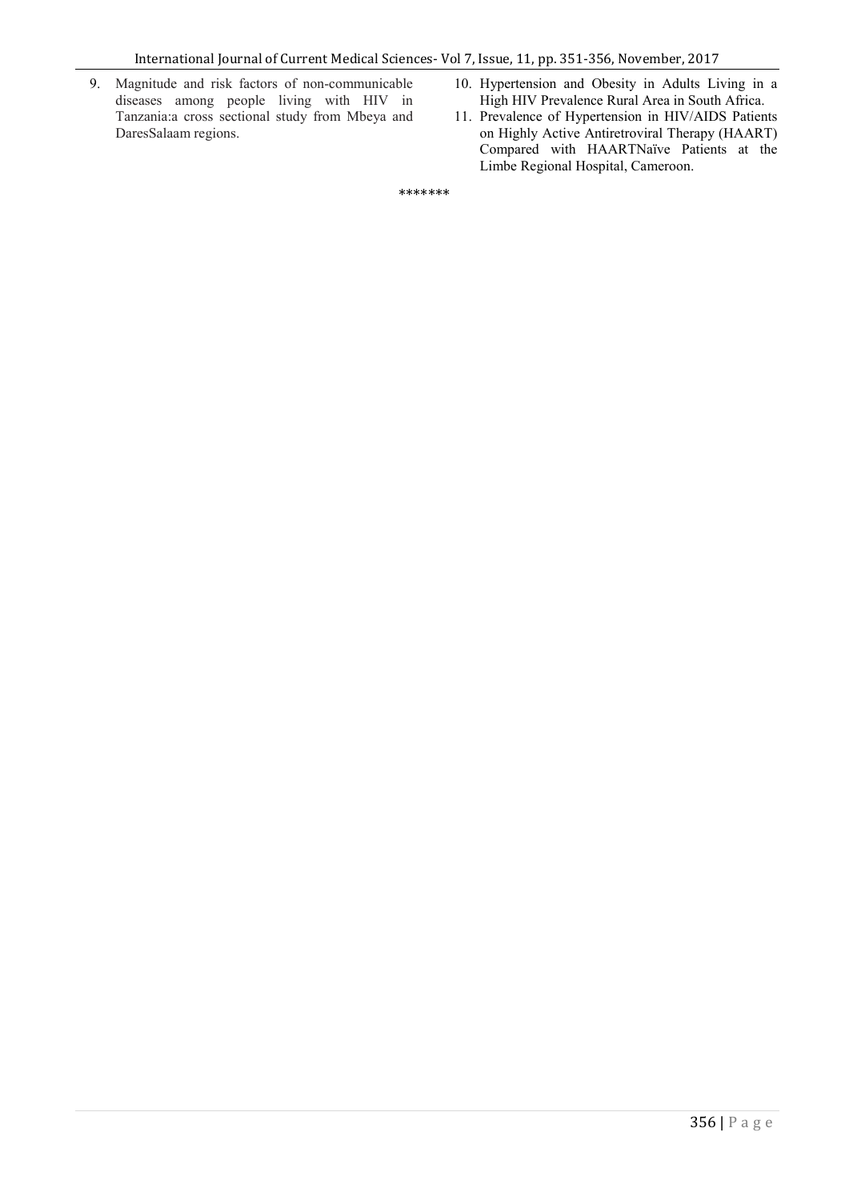9. Magnitude and risk factors of non-communicable diseases among people living with HIV in Tanzania:a cross sectional study from Mbeya and DaresSalaam regions.
10. Hypertension and Obesity in Adults Living in a High HIV Prevalence Rural Area in South Africa.
11. Prevalence of Hypertension in HIV/AIDS Patients on Highly Active Antiretroviral Therapy (HAART) Compared with HAARTNaïve Patients at the Limbe Regional Hospital, Cameroon.

*******